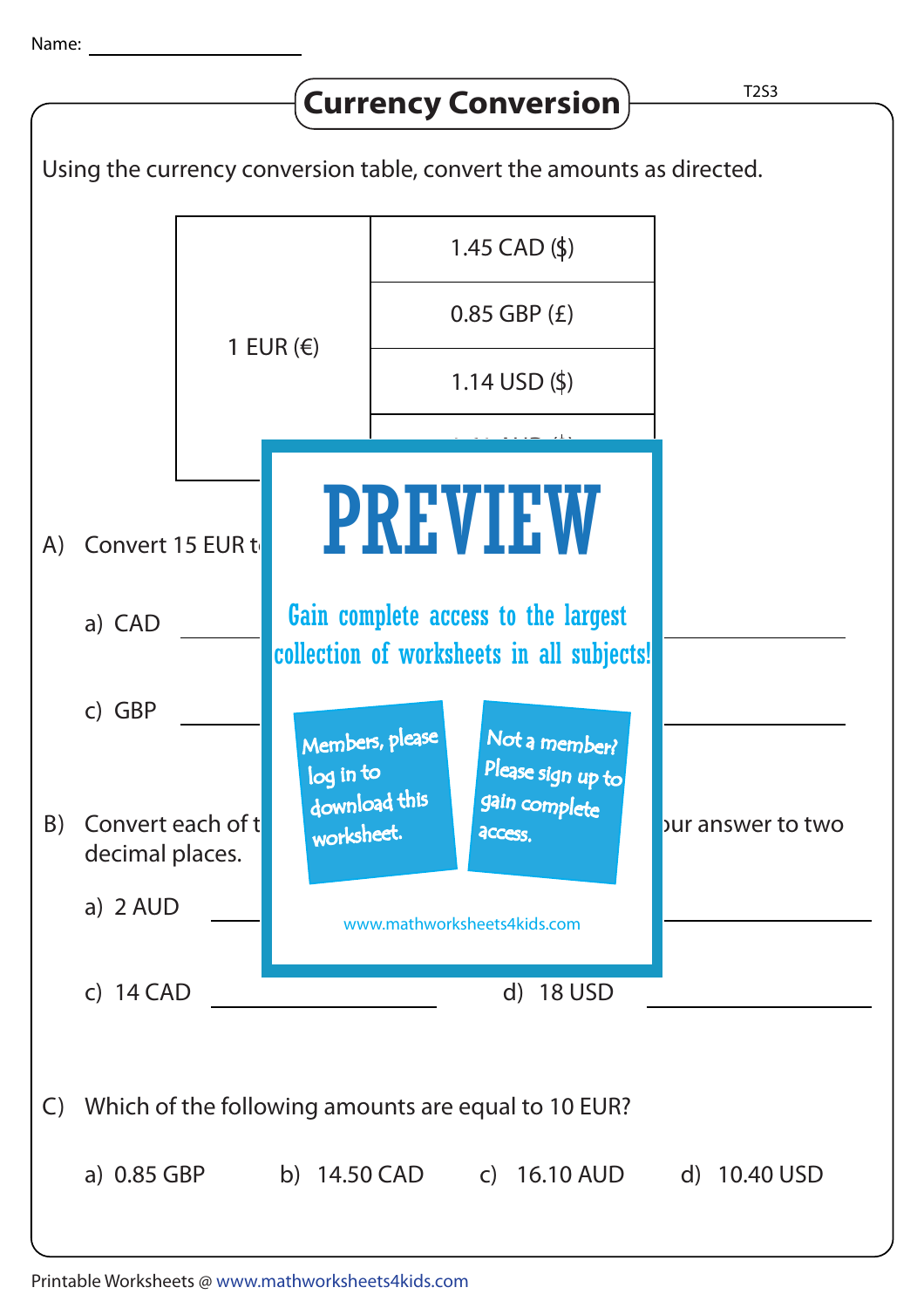Name: ____________________

# Currency Conversion

Using the currency conversion table, convert the amounts as directed.

| | |
|---|---|
| 1 EUR (€) | 1.45 CAD ($) |
| | 0.85 GBP (£) |
| | 1.14 USD ($) |
| | |

# PREVIEW

Gain complete access to the largest collection of worksheets in all subjects!

Members, please log in to download this worksheet.

Not a member? Please sign up to gain complete access.

www.mathworksheets4kids.com

A) Convert 15 EUR t

a) CAD ____________________

c) GBP ____________________

B) Convert each of t ... our answer to two decimal places.

a) 2 AUD ____________________

c) 14 CAD ____________________ d) 18 USD ____________________

C) Which of the following amounts are equal to 10 EUR?

a) 0.85 GBP b) 14.50 CAD c) 16.10 AUD d) 10.40 USD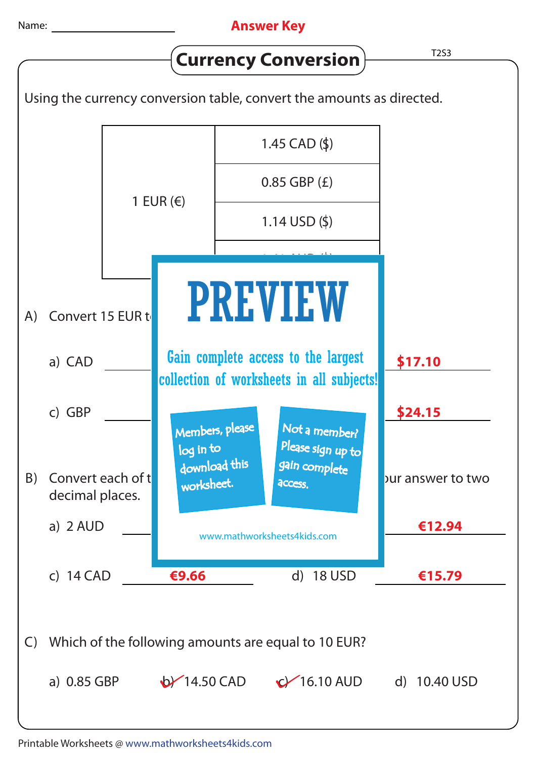Name: ____________________ **Answer Key**

# Currency Conversion

T2S3

Using the currency conversion table, convert the amounts as directed.

| | |
|---|---|
| 1 EUR (€) | 1.45 CAD ($) |
| | 0.85 GBP (£) |
| | 1.14 USD ($) |
| | |

**PREVIEW**

Gain complete access to the largest collection of worksheets in all subjects!

Members, please log in to download this worksheet.

Not a member? Please sign up to gain complete access.

www.mathworksheets4kids.com

A) Convert 15 EUR t

a) CAD ______ **$17.10**

c) GBP ______ **$24.15**

B) Convert each of t ... our answer to two decimal places.

a) 2 AUD ______ **€12.94**

c) 14 CAD **€9.66** d) 18 USD **€15.79**

C) Which of the following amounts are equal to 10 EUR?

a) 0.85 GBP b) 14.50 CAD ✓ c) 16.10 AUD ✓ d) 10.40 USD

Printable Worksheets @ www.mathworksheets4kids.com